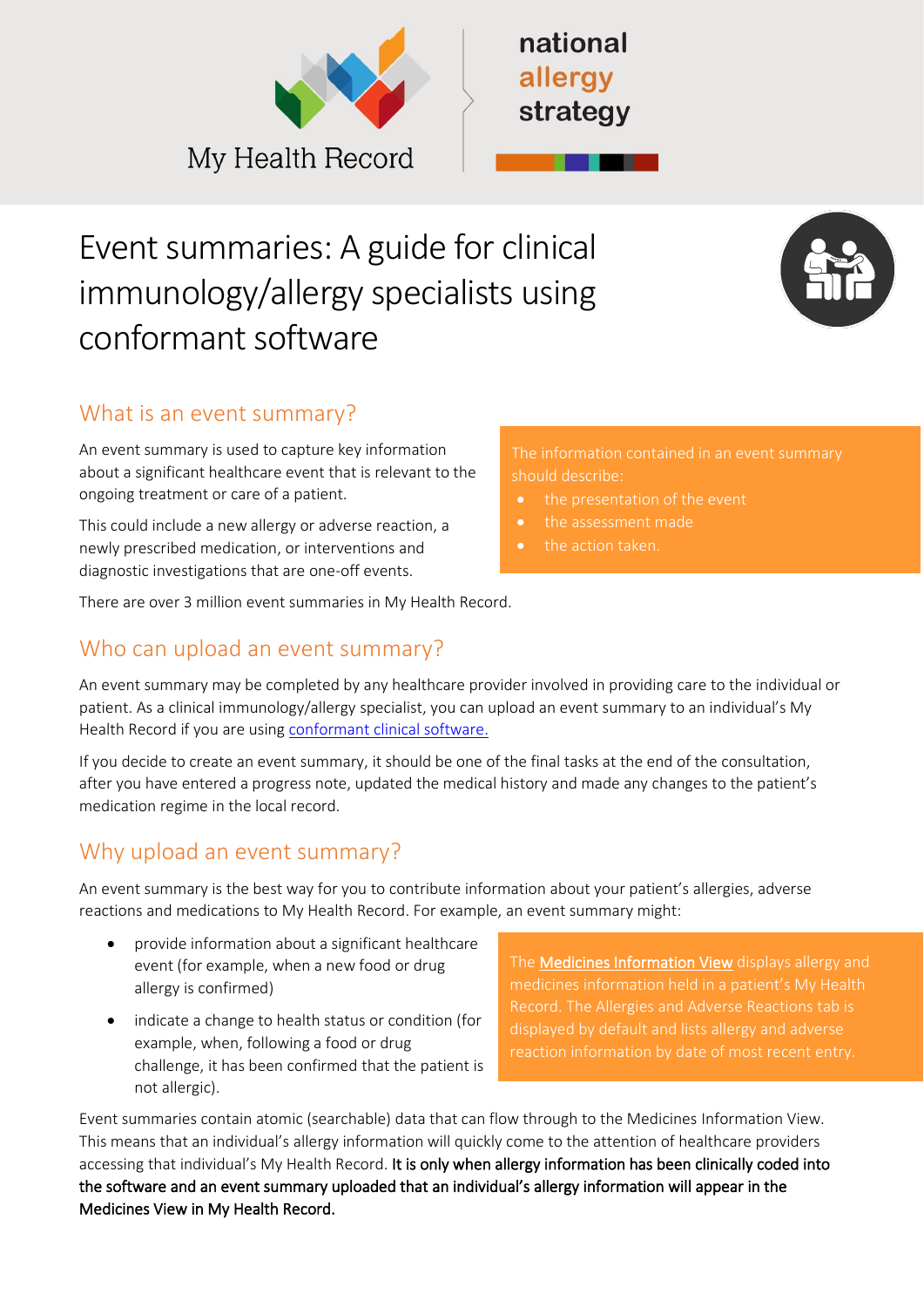My Health Record

national allergy strategy

# Event summaries: A guide for clinical immunology/allergy specialists using conformant software

## What is an event summary?

An event summary is used to capture key information about a significant healthcare event that is relevant to the ongoing treatment or care of a patient.

This could include a new allergy or adverse reaction, a newly prescribed medication, or interventions and diagnostic investigations that are one-off events.

The information contained in an event summary should describe:

- the presentation of the event
- the assessment made
- the action taken.

There are over 3 million event summaries in My Health Record.

## Who can upload an event summary?

An event summary may be completed by any healthcare provider involved in providing care to the individual or patient. As a clinical immunology/allergy specialist, you can upload an event summary to an individual's My Health Record if you are using [conformant clinical software.]

If you decide to create an event summary, it should be one of the final tasks at the end of the consultation, after you have entered a progress note, updated the medical history and made any changes to the patient's medication regime in the local record.

## Why upload an event summary?

An event summary is the best way for you to contribute information about your patient's allergies, adverse reactions and medications to My Health Record. For example, an event summary might:

- provide information about a significant healthcare event (for example, when a new food or drug allergy is confirmed)
- indicate a change to health status or condition (for example, when, following a food or drug challenge, it has been confirmed that the patient is not allergic).

The [Medicines Information View] displays allergy and medicines information held in a patient's My Health Record. The Allergies and Adverse Reactions tab is displayed by default and lists allergy and adverse reaction information by date of most recent entry.

Event summaries contain atomic (searchable) data that can flow through to the Medicines Information View. This means that an individual's allergy information will quickly come to the attention of healthcare providers accessing that individual's My Health Record. It is only when allergy information has been clinically coded into the software and an event summary uploaded that an individual's allergy information will appear in the Medicines View in My Health Record.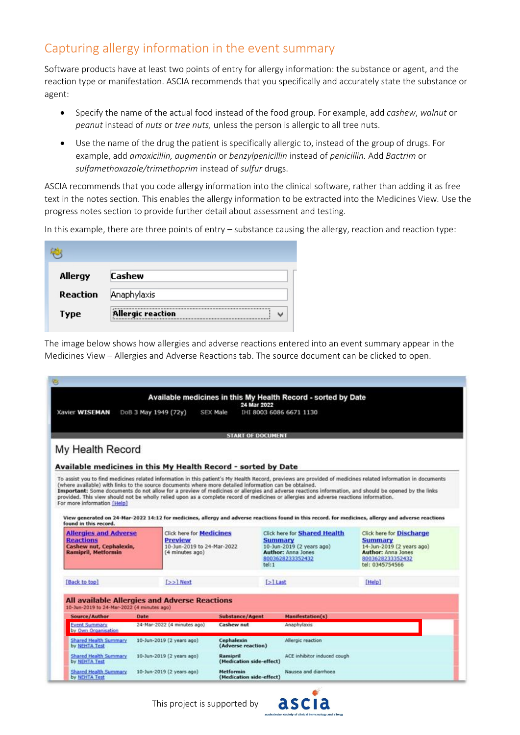## Capturing allergy information in the event summary

Software products have at least two points of entry for allergy information: the substance or agent, and the reaction type or manifestation. ASCIA recommends that you specifically and accurately state the substance or agent:

- Specify the name of the actual food instead of the food group. For example, add *cashew*, *walnut* or *peanut* instead of *nuts* or *tree nuts,* unless the person is allergic to all tree nuts.
- Use the name of the drug the patient is specifically allergic to, instead of the group of drugs. For example, add *amoxicillin, augmentin* or *benzylpenicillin* instead of *penicillin.* Add *Bactrim* or *sulfamethoxazole/trimethoprim* instead of *sulfur* drugs.

ASCIA recommends that you code allergy information into the clinical software, rather than adding it as free text in the notes section. This enables the allergy information to be extracted into the Medicines View. Use the progress notes section to provide further detail about assessment and testing.

In this example, there are three points of entry – substance causing the allergy, reaction and reaction type:

| | |
|---|---|
| Allergy | Cashew |
| Reaction | Anaphylaxis |
| Type | Allergic reaction |

The image below shows how allergies and adverse reactions entered into an event summary appear in the Medicines View – Allergies and Adverse Reactions tab. The source document can be clicked to open.

**Available medicines in this My Health Record - sorted by Date**
24 Mar 2022

Xavier WISEMAN DoB 3 May 1949 (72y) SEX Male IHI 8003 6086 6671 1130

START OF DOCUMENT

# My Health Record

**Available medicines in this My Health Record - sorted by Date**

To assist you to find medicines related information in this patient's My Health Record, previews are provided of medicines related information in documents (where available) with links to the source documents where more detailed information can be obtained.
**Important:** Some documents do not allow for a preview of medicines or allergies and adverse reactions information, and should be opened by the links provided. This view should not be wholly relied upon as a complete record of medicines or allergies and adverse reactions information.
For more information [Help]

View generated on 24-Mar-2022 14:12 for medicines, allergy and adverse reactions found in this record. for medicines, allergy and adverse reactions found in this record.

| Allergies and Adverse Reactions | Click here for Medicines Preview | Click here for Shared Health Summary | Click here for Discharge Summary |
|---|---|---|---|
| Cashew nut, Cephalexin, Ramipril, Metformin | 10-Jun-2019 to 24-Mar-2022 (4 minutes ago) | 10-Jun-2019 (2 years ago) Author: Anna Jones 8003628233352432 tel:1 | 14-Jun-2019 (2 years ago) Author: Anna Jones 8003628233352432 tel: 0345754566 |

[Back to top] [>>] Next [>] Last [Help]

**All available Allergies and Adverse Reactions**
10-Jun-2019 to 24-Mar-2022 (4 minutes ago)

| Source/Author | Date | Substance/Agent | Manifestation(s) |
|---|---|---|---|
| Event Summary by Own Organisation | 24-Mar-2022 (4 minutes ago) | Cashew nut | Anaphylaxis |
| Shared Health Summary by NEHTA Test | 10-Jun-2019 (2 years ago) | Cephalexin (Adverse reaction) | Allergic reaction |
| Shared Health Summary by NEHTA Test | 10-Jun-2019 (2 years ago) | Ramipril (Medication side-effect) | ACE inhibitor induced cough |
| Shared Health Summary by NEHTA Test | 10-Jun-2019 (2 years ago) | Metformin (Medication side-effect) | Nausea and diarrhoea |

This project is supported by ascia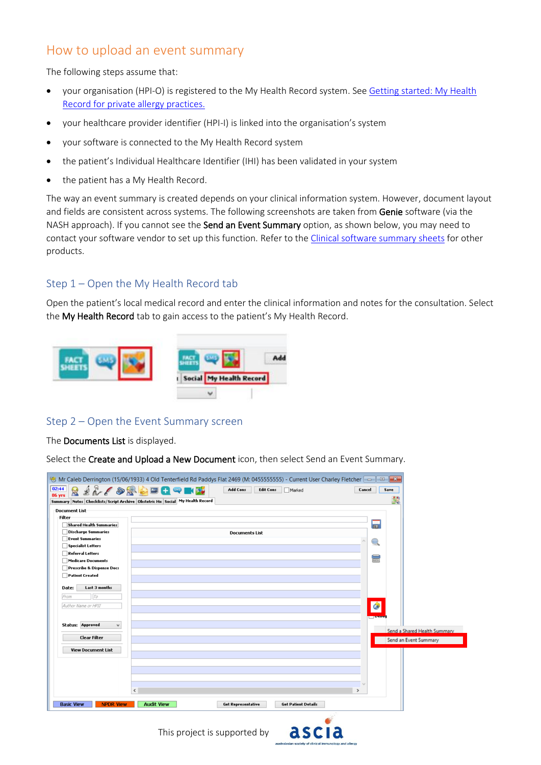## How to upload an event summary

The following steps assume that:

- your organisation (HPI-O) is registered to the My Health Record system. See Getting started: My Health Record for private allergy practices.
- your healthcare provider identifier (HPI-I) is linked into the organisation's system
- your software is connected to the My Health Record system
- the patient's Individual Healthcare Identifier (IHI) has been validated in your system
- the patient has a My Health Record.

The way an event summary is created depends on your clinical information system. However, document layout and fields are consistent across systems. The following screenshots are taken from **Genie** software (via the NASH approach). If you cannot see the **Send an Event Summary** option, as shown below, you may need to contact your software vendor to set up this function. Refer to the Clinical software summary sheets for other products.

### Step 1 – Open the My Health Record tab

Open the patient's local medical record and enter the clinical information and notes for the consultation. Select the **My Health Record** tab to gain access to the patient's My Health Record.

### Step 2 – Open the Event Summary screen

The **Documents List** is displayed.

Select the **Create and Upload a New Document** icon, then select Send an Event Summary.

This project is supported by ascia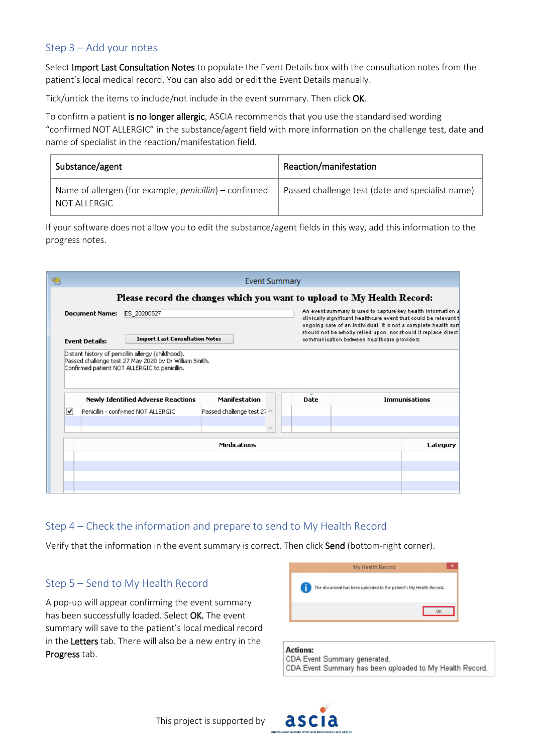## Step 3 – Add your notes

Select **Import Last Consultation Notes** to populate the Event Details box with the consultation notes from the patient's local medical record. You can also add or edit the Event Details manually.

Tick/untick the items to include/not include in the event summary. Then click **OK**.

To confirm a patient **is no longer allergic**, ASCIA recommends that you use the standardised wording "confirmed NOT ALLERGIC" in the substance/agent field with more information on the challenge test, date and name of specialist in the reaction/manifestation field.

| Substance/agent | Reaction/manifestation |
|---|---|
| Name of allergen (for example, *penicillin*) – confirmed NOT ALLERGIC | Passed challenge test (date and specialist name) |

If your software does not allow you to edit the substance/agent fields in this way, add this information to the progress notes.

Event Summary

**Please record the changes which you want to upload to My Health Record:**

**Document Name:** ES_20200527

An event summary is used to capture key health information a clinically significant healthcare event that could be relevant t ongoing care of an individual. It is not a complete health sum should not be wholly relied upon, nor should it replace direct communication between healthcare providers.

**Event Details:** Import Last Consultation Notes

Distant history of penicillin allergy (childhood).
Passed challenge test 27 May 2020 by Dr William Smith.
Confirmed patient NOT ALLERGIC to penicillin.

| | Newly Identified Adverse Reactions | Manifestation |
|---|---|---|
| ☑ | Penicillin - confirmed NOT ALLERGIC | Passed challenge test 27 |

| Date | Immunisations |
|---|---|

| Medications | Category |
|---|---|

## Step 4 – Check the information and prepare to send to My Health Record

Verify that the information in the event summary is correct. Then click **Send** (bottom-right corner).

## Step 5 – Send to My Health Record

A pop-up will appear confirming the event summary has been successfully loaded. Select **OK.** The event summary will save to the patient's local medical record in the **Letters** tab. There will also be a new entry in the **Progress** tab.

My Health Record

The document has been uploaded to the patient's My Health Record.

OK

**Actions:**
CDA Event Summary generated.
CDA Event Summary has been uploaded to My Health Record.

This project is supported by ascia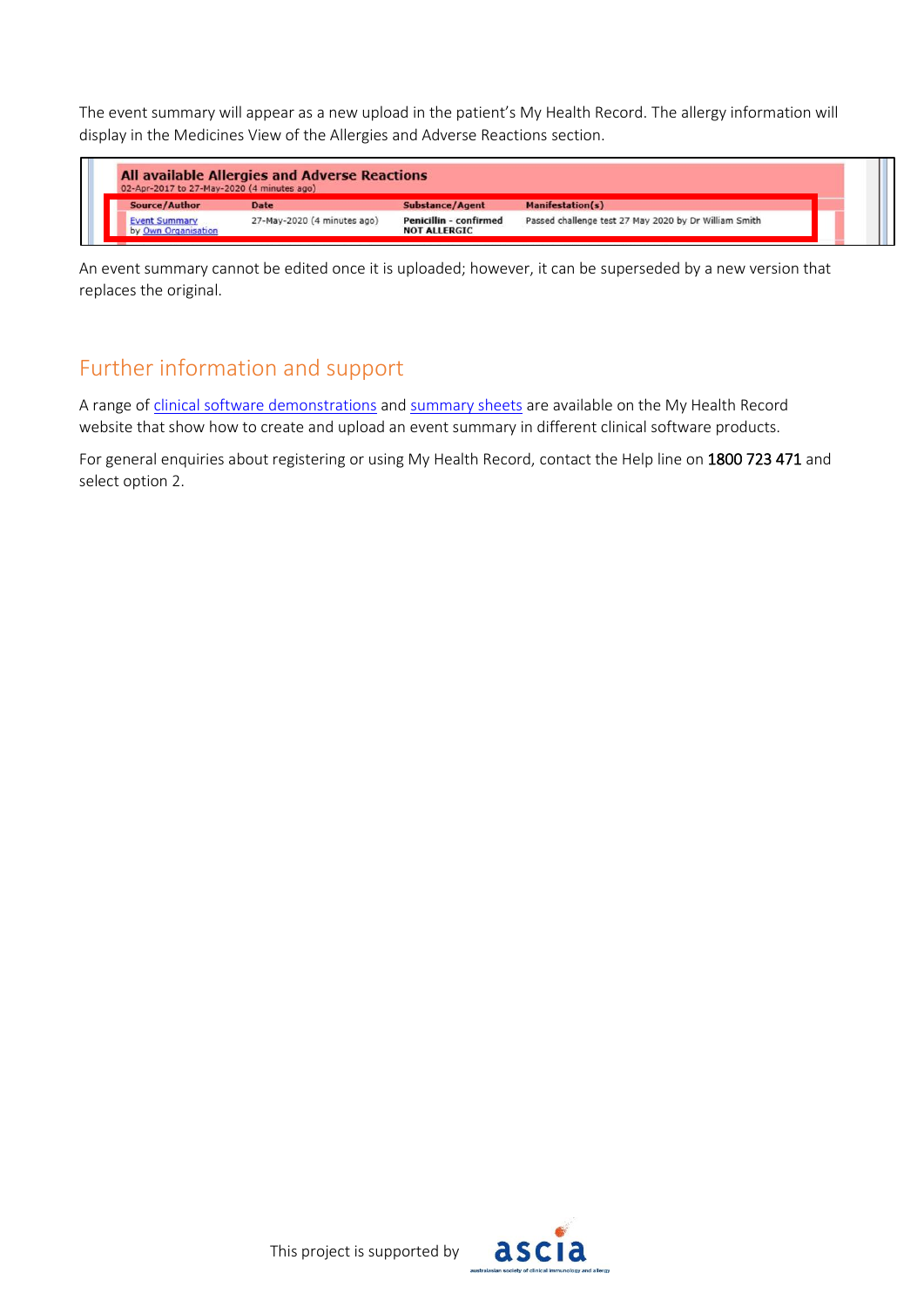The event summary will appear as a new upload in the patient's My Health Record. The allergy information will display in the Medicines View of the Allergies and Adverse Reactions section.

**All available Allergies and Adverse Reactions**
02-Apr-2017 to 27-May-2020 (4 minutes ago)

| Source/Author | Date | Substance/Agent | Manifestation(s) |
|---|---|---|---|
| Event Summary by Own Organisation | 27-May-2020 (4 minutes ago) | **Penicillin - confirmed NOT ALLERGIC** | Passed challenge test 27 May 2020 by Dr William Smith |

An event summary cannot be edited once it is uploaded; however, it can be superseded by a new version that replaces the original.

## Further information and support

A range of clinical software demonstrations and summary sheets are available on the My Health Record website that show how to create and upload an event summary in different clinical software products.

For general enquiries about registering or using My Health Record, contact the Help line on **1800 723 471** and select option 2.

This project is supported by ascia australasian society of clinical immunology and allergy